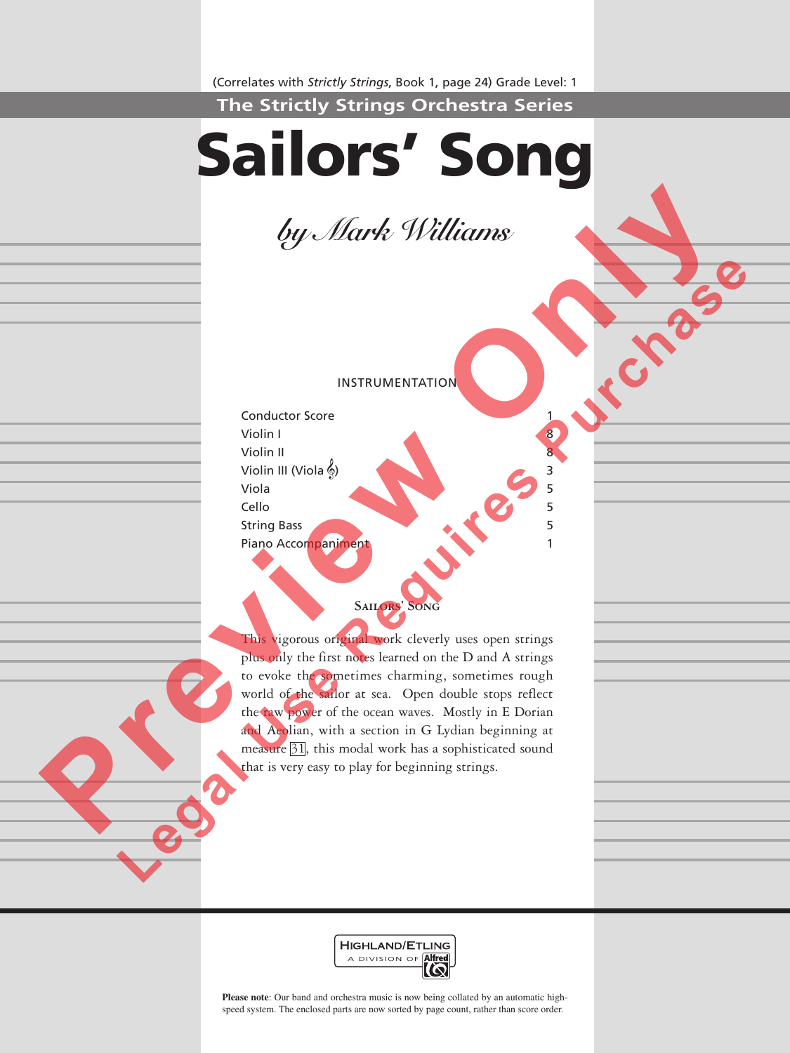(Correlates with *Strictly Strings*, Book 1, page 24) Grade Level: 1

**The Strictly Strings Orchestra Series**

# Sailors' Song

*by Mark Williams*

INSTRUMENTATION

| Part | Qty |
|---|---|
| Conductor Score | 1 |
| Violin I | 8 |
| Violin II | 8 |
| Violin III (Viola 𝄞) | 3 |
| Viola | 5 |
| Cello | 5 |
| String Bass | 5 |
| Piano Accompaniment | 1 |

## Sailors' Song

This vigorous original work cleverly uses open strings plus only the first notes learned on the D and A strings to evoke the sometimes charming, sometimes rough world of the sailor at sea. Open double stops reflect the raw power of the ocean waves. Mostly in E Dorian and Aeolian, with a section in G Lydian beginning at measure [31], this modal work has a sophisticated sound that is very easy to play for beginning strings.

HIGHLAND/ETLING
A DIVISION OF Alfred

**Please note**: Our band and orchestra music is now being collated by an automatic high-speed system. The enclosed parts are now sorted by page count, rather than score order.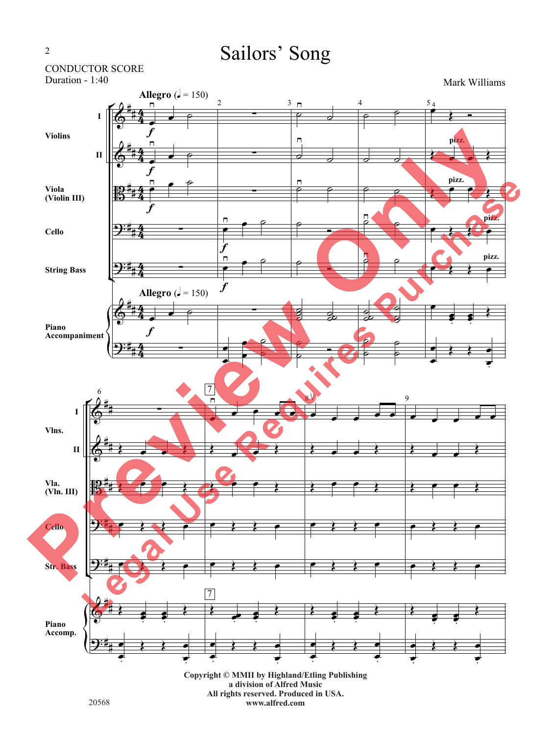# Sailors' Song

CONDUCTOR SCORE
Duration - 1:40

Mark Williams

Allegro (♩ = 150)

Violins I
Violins II
Viola (Violin III)
Cello
String Bass
Piano Accompaniment

Vlns. I
Vlns. II
Vla. (Vln. III)
Cello
Str. Bass
Piano Accomp.

Copyright © MMII by Highland/Etling Publishing
a division of Alfred Music
All rights reserved. Produced in USA.
www.alfred.com

20568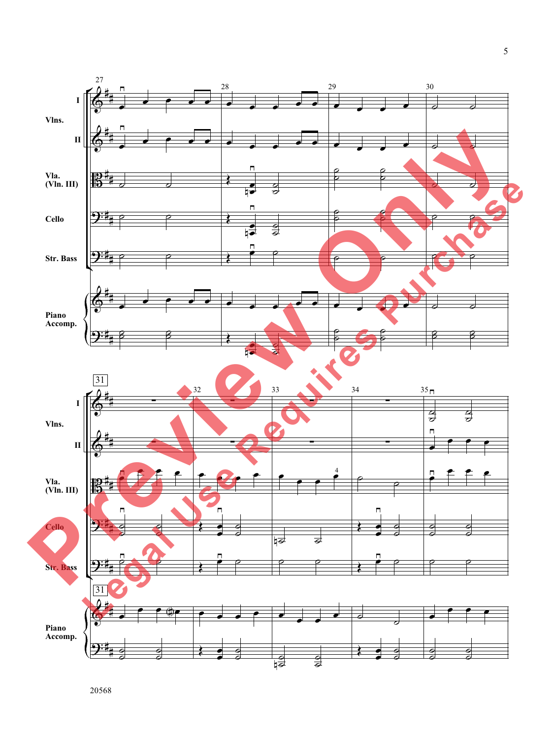Vlns. I

Vlns. II

Vla. (Vln. III)

Cello

Str. Bass

Piano Accomp.

Preview Only
Legal Use Requires Purchase

20568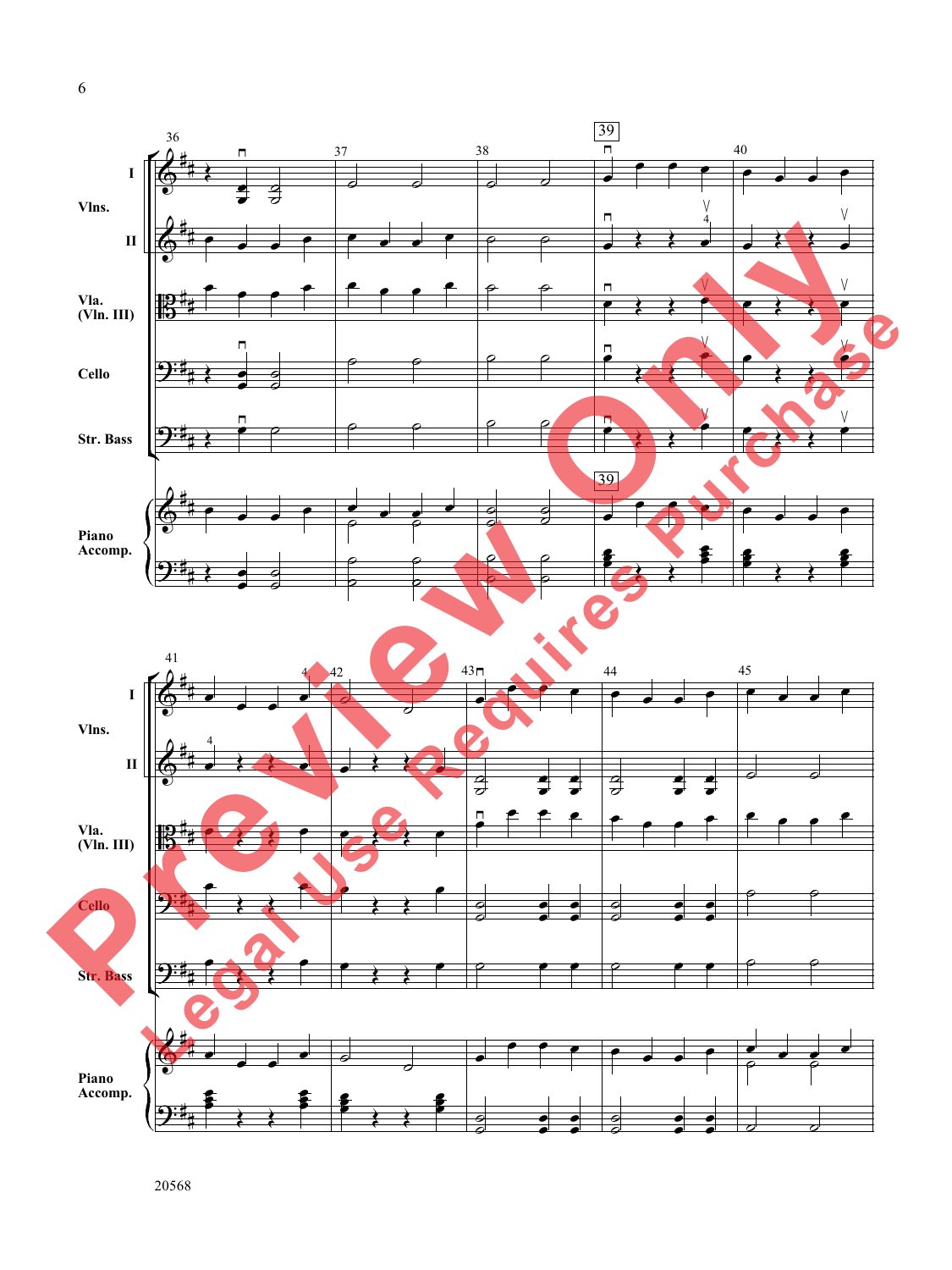Vlns. I

Vlns. II

Vla. (Vln. III)

Cello

Str. Bass

Piano Accomp.

Preview Only

Legal Use Requires Purchase

20568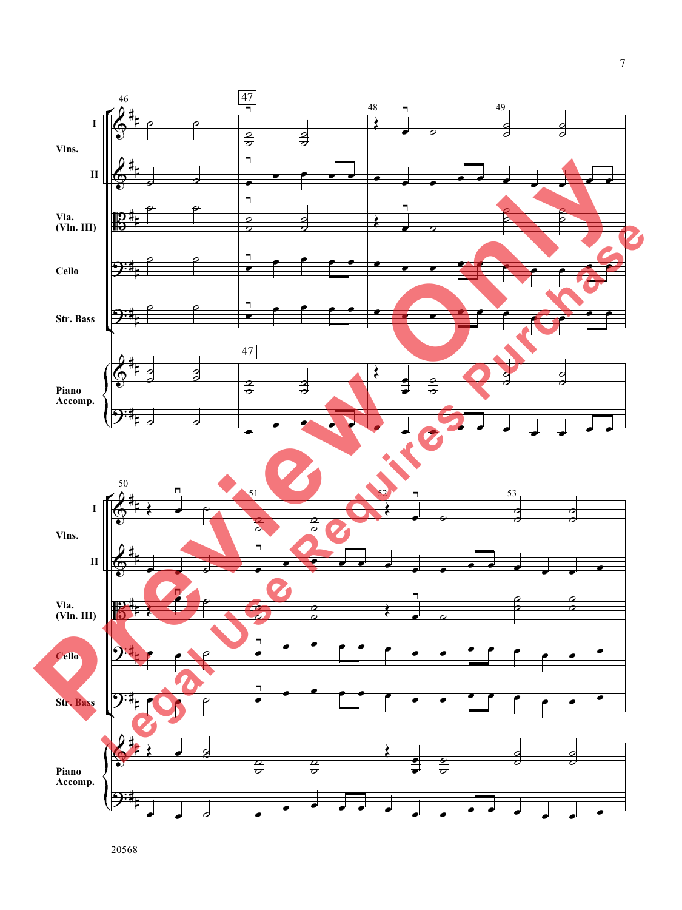Vlns. I
Vlns. II
Vla. (Vln. III)
Cello
Str. Bass
Piano Accomp.

Preview Only

Legal Use Requires Purchase

20568